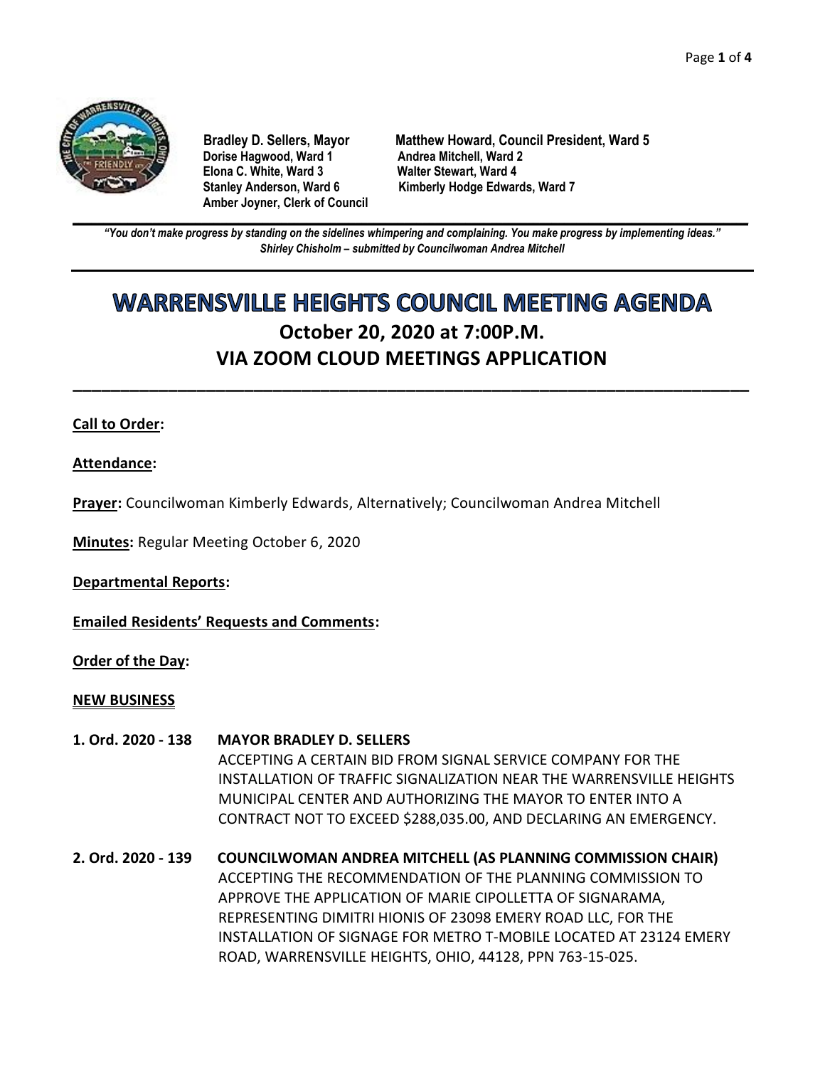**Bradley D. Sellers, Mayor**
**Dorise Hagwood, Ward 1**
**Elona C. White, Ward 3**
**Stanley Anderson, Ward 6**
**Amber Joyner, Clerk of Council**

**Matthew Howard, Council President, Ward 5**
**Andrea Mitchell, Ward 2**
**Walter Stewart, Ward 4**
**Kimberly Hodge Edwards, Ward 7**

*"You don't make progress by standing on the sidelines whimpering and complaining. You make progress by implementing ideas."*
*Shirley Chisholm – submitted by Councilwoman Andrea Mitchell*

# WARRENSVILLE HEIGHTS COUNCIL MEETING AGENDA

## October 20, 2020 at 7:00P.M.
## VIA ZOOM CLOUD MEETINGS APPLICATION

**Call to Order:**

**Attendance:**

**Prayer:** Councilwoman Kimberly Edwards, Alternatively; Councilwoman Andrea Mitchell

**Minutes:** Regular Meeting October 6, 2020

**Departmental Reports:**

**Emailed Residents' Requests and Comments:**

**Order of the Day:**

**NEW BUSINESS**

**1. Ord. 2020 - 138** **MAYOR BRADLEY D. SELLERS**
ACCEPTING A CERTAIN BID FROM SIGNAL SERVICE COMPANY FOR THE INSTALLATION OF TRAFFIC SIGNALIZATION NEAR THE WARRENSVILLE HEIGHTS MUNICIPAL CENTER AND AUTHORIZING THE MAYOR TO ENTER INTO A CONTRACT NOT TO EXCEED $288,035.00, AND DECLARING AN EMERGENCY.

**2. Ord. 2020 - 139** **COUNCILWOMAN ANDREA MITCHELL (AS PLANNING COMMISSION CHAIR)**
ACCEPTING THE RECOMMENDATION OF THE PLANNING COMMISSION TO APPROVE THE APPLICATION OF MARIE CIPOLLETTA OF SIGNARAMA, REPRESENTING DIMITRI HIONIS OF 23098 EMERY ROAD LLC, FOR THE INSTALLATION OF SIGNAGE FOR METRO T-MOBILE LOCATED AT 23124 EMERY ROAD, WARRENSVILLE HEIGHTS, OHIO, 44128, PPN 763-15-025.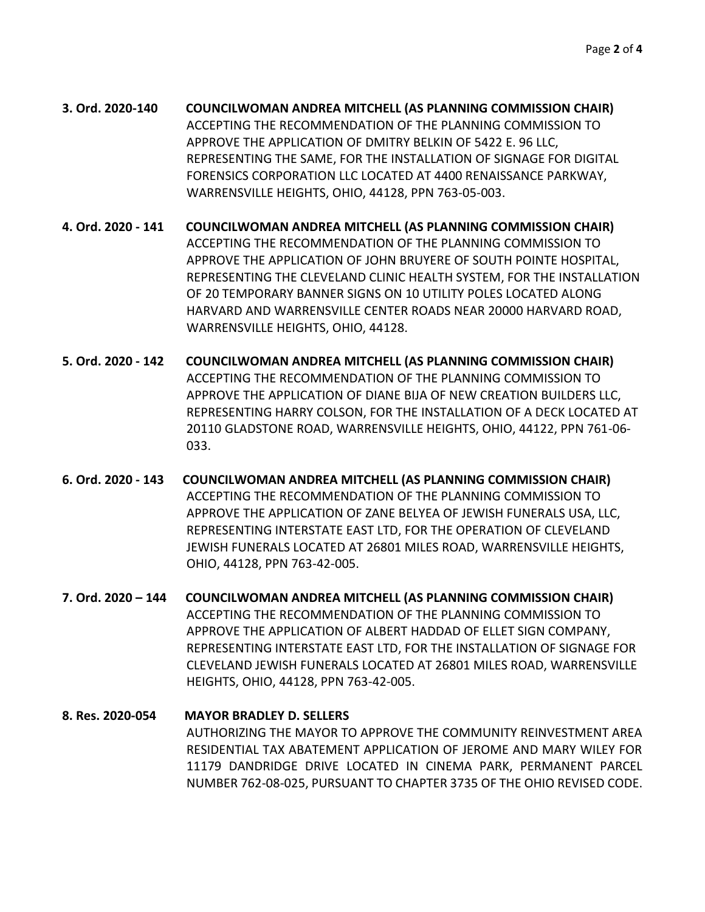**3. Ord. 2020-140 COUNCILWOMAN ANDREA MITCHELL (AS PLANNING COMMISSION CHAIR)**
ACCEPTING THE RECOMMENDATION OF THE PLANNING COMMISSION TO APPROVE THE APPLICATION OF DMITRY BELKIN OF 5422 E. 96 LLC, REPRESENTING THE SAME, FOR THE INSTALLATION OF SIGNAGE FOR DIGITAL FORENSICS CORPORATION LLC LOCATED AT 4400 RENAISSANCE PARKWAY, WARRENSVILLE HEIGHTS, OHIO, 44128, PPN 763-05-003.

**4. Ord. 2020 - 141 COUNCILWOMAN ANDREA MITCHELL (AS PLANNING COMMISSION CHAIR)**
ACCEPTING THE RECOMMENDATION OF THE PLANNING COMMISSION TO APPROVE THE APPLICATION OF JOHN BRUYERE OF SOUTH POINTE HOSPITAL, REPRESENTING THE CLEVELAND CLINIC HEALTH SYSTEM, FOR THE INSTALLATION OF 20 TEMPORARY BANNER SIGNS ON 10 UTILITY POLES LOCATED ALONG HARVARD AND WARRENSVILLE CENTER ROADS NEAR 20000 HARVARD ROAD, WARRENSVILLE HEIGHTS, OHIO, 44128.

**5. Ord. 2020 - 142 COUNCILWOMAN ANDREA MITCHELL (AS PLANNING COMMISSION CHAIR)**
ACCEPTING THE RECOMMENDATION OF THE PLANNING COMMISSION TO APPROVE THE APPLICATION OF DIANE BIJA OF NEW CREATION BUILDERS LLC, REPRESENTING HARRY COLSON, FOR THE INSTALLATION OF A DECK LOCATED AT 20110 GLADSTONE ROAD, WARRENSVILLE HEIGHTS, OHIO, 44122, PPN 761-06-033.

**6. Ord. 2020 - 143 COUNCILWOMAN ANDREA MITCHELL (AS PLANNING COMMISSION CHAIR)**
ACCEPTING THE RECOMMENDATION OF THE PLANNING COMMISSION TO APPROVE THE APPLICATION OF ZANE BELYEA OF JEWISH FUNERALS USA, LLC, REPRESENTING INTERSTATE EAST LTD, FOR THE OPERATION OF CLEVELAND JEWISH FUNERALS LOCATED AT 26801 MILES ROAD, WARRENSVILLE HEIGHTS, OHIO, 44128, PPN 763-42-005.

**7. Ord. 2020 – 144 COUNCILWOMAN ANDREA MITCHELL (AS PLANNING COMMISSION CHAIR)**
ACCEPTING THE RECOMMENDATION OF THE PLANNING COMMISSION TO APPROVE THE APPLICATION OF ALBERT HADDAD OF ELLET SIGN COMPANY, REPRESENTING INTERSTATE EAST LTD, FOR THE INSTALLATION OF SIGNAGE FOR CLEVELAND JEWISH FUNERALS LOCATED AT 26801 MILES ROAD, WARRENSVILLE HEIGHTS, OHIO, 44128, PPN 763-42-005.

**8. Res. 2020-054 MAYOR BRADLEY D. SELLERS**
AUTHORIZING THE MAYOR TO APPROVE THE COMMUNITY REINVESTMENT AREA RESIDENTIAL TAX ABATEMENT APPLICATION OF JEROME AND MARY WILEY FOR 11179 DANDRIDGE DRIVE LOCATED IN CINEMA PARK, PERMANENT PARCEL NUMBER 762-08-025, PURSUANT TO CHAPTER 3735 OF THE OHIO REVISED CODE.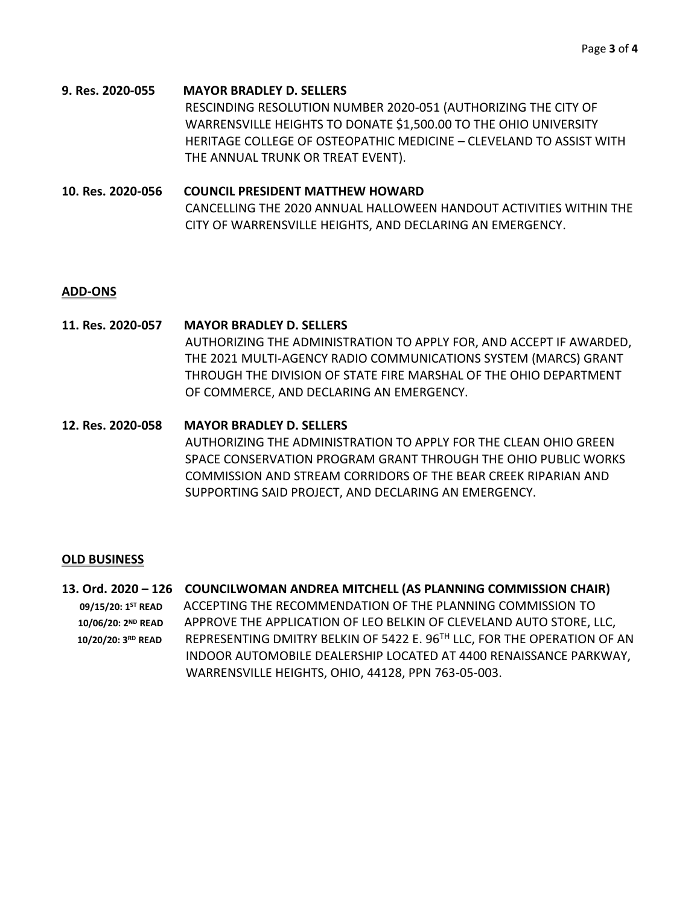**9. Res. 2020-055 MAYOR BRADLEY D. SELLERS**

RESCINDING RESOLUTION NUMBER 2020-051 (AUTHORIZING THE CITY OF WARRENSVILLE HEIGHTS TO DONATE $1,500.00 TO THE OHIO UNIVERSITY HERITAGE COLLEGE OF OSTEOPATHIC MEDICINE – CLEVELAND TO ASSIST WITH THE ANNUAL TRUNK OR TREAT EVENT).

**10. Res. 2020-056 COUNCIL PRESIDENT MATTHEW HOWARD**

CANCELLING THE 2020 ANNUAL HALLOWEEN HANDOUT ACTIVITIES WITHIN THE CITY OF WARRENSVILLE HEIGHTS, AND DECLARING AN EMERGENCY.

## ADD-ONS

**11. Res. 2020-057 MAYOR BRADLEY D. SELLERS**

AUTHORIZING THE ADMINISTRATION TO APPLY FOR, AND ACCEPT IF AWARDED, THE 2021 MULTI-AGENCY RADIO COMMUNICATIONS SYSTEM (MARCS) GRANT THROUGH THE DIVISION OF STATE FIRE MARSHAL OF THE OHIO DEPARTMENT OF COMMERCE, AND DECLARING AN EMERGENCY.

**12. Res. 2020-058 MAYOR BRADLEY D. SELLERS**

AUTHORIZING THE ADMINISTRATION TO APPLY FOR THE CLEAN OHIO GREEN SPACE CONSERVATION PROGRAM GRANT THROUGH THE OHIO PUBLIC WORKS COMMISSION AND STREAM CORRIDORS OF THE BEAR CREEK RIPARIAN AND SUPPORTING SAID PROJECT, AND DECLARING AN EMERGENCY.

## OLD BUSINESS

**13. Ord. 2020 – 126 COUNCILWOMAN ANDREA MITCHELL (AS PLANNING COMMISSION CHAIR)**

**09/15/20: 1ST READ**
**10/06/20: 2ND READ**
**10/20/20: 3RD READ**

ACCEPTING THE RECOMMENDATION OF THE PLANNING COMMISSION TO APPROVE THE APPLICATION OF LEO BELKIN OF CLEVELAND AUTO STORE, LLC, REPRESENTING DMITRY BELKIN OF 5422 E. 96TH LLC, FOR THE OPERATION OF AN INDOOR AUTOMOBILE DEALERSHIP LOCATED AT 4400 RENAISSANCE PARKWAY, WARRENSVILLE HEIGHTS, OHIO, 44128, PPN 763-05-003.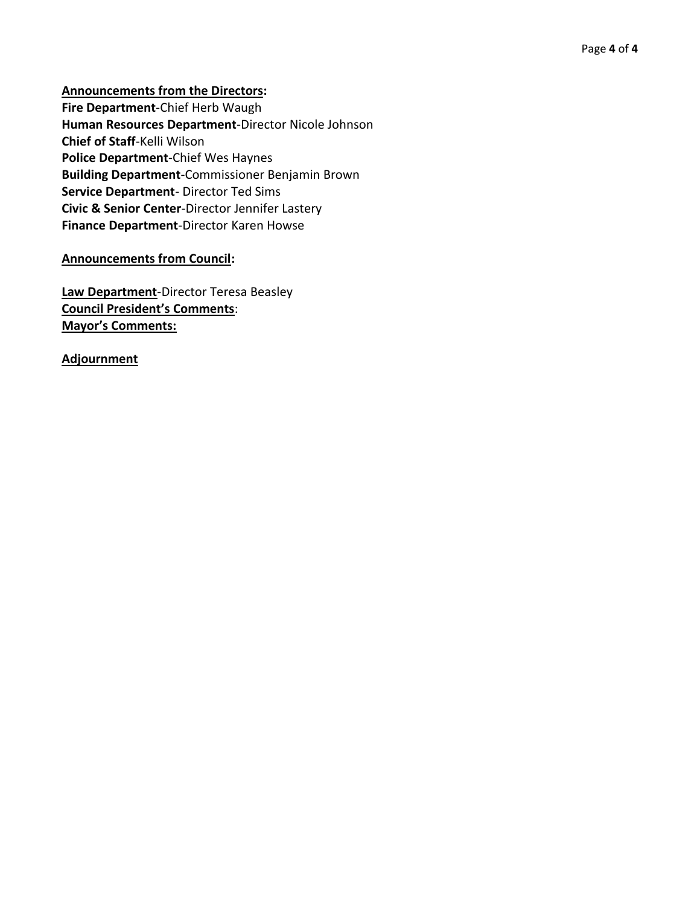**Announcements from the Directors:**
**Fire Department**-Chief Herb Waugh
**Human Resources Department**-Director Nicole Johnson
**Chief of Staff**-Kelli Wilson
**Police Department**-Chief Wes Haynes
**Building Department**-Commissioner Benjamin Brown
**Service Department**- Director Ted Sims
**Civic & Senior Center**-Director Jennifer Lastery
**Finance Department**-Director Karen Howse

**Announcements from Council:**

**Law Department**-Director Teresa Beasley
**Council President's Comments**:
**Mayor's Comments:**

**Adjournment**